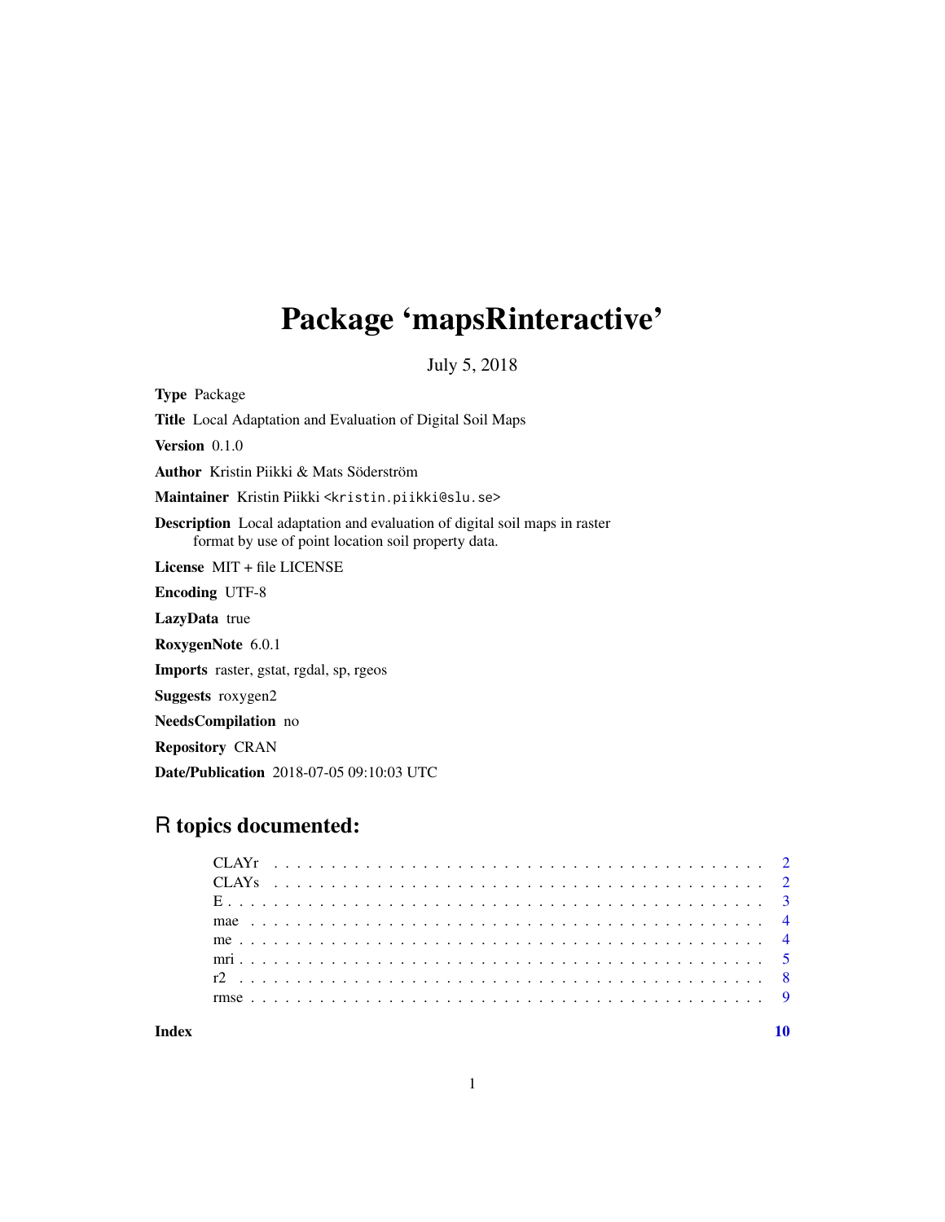# Package 'mapsRinteractive'

July 5, 2018

**Type** Package

**Title** Local Adaptation and Evaluation of Digital Soil Maps

**Version** 0.1.0

**Author** Kristin Piikki & Mats Söderström

**Maintainer** Kristin Piikki <kristin.piikki@slu.se>

**Description** Local adaptation and evaluation of digital soil maps in raster format by use of point location soil property data.

**License** MIT + file LICENSE

**Encoding** UTF-8

**LazyData** true

**RoxygenNote** 6.0.1

**Imports** raster, gstat, rgdal, sp, rgeos

**Suggests** roxygen2

**NeedsCompilation** no

**Repository** CRAN

**Date/Publication** 2018-07-05 09:10:03 UTC

## R topics documented:

| | |
|---|---|
| CLAYr | 2 |
| CLAYs | 2 |
| E | 3 |
| mae | 4 |
| me | 4 |
| mri | 5 |
| r2 | 8 |
| rmse | 9 |
| **Index** | **10** |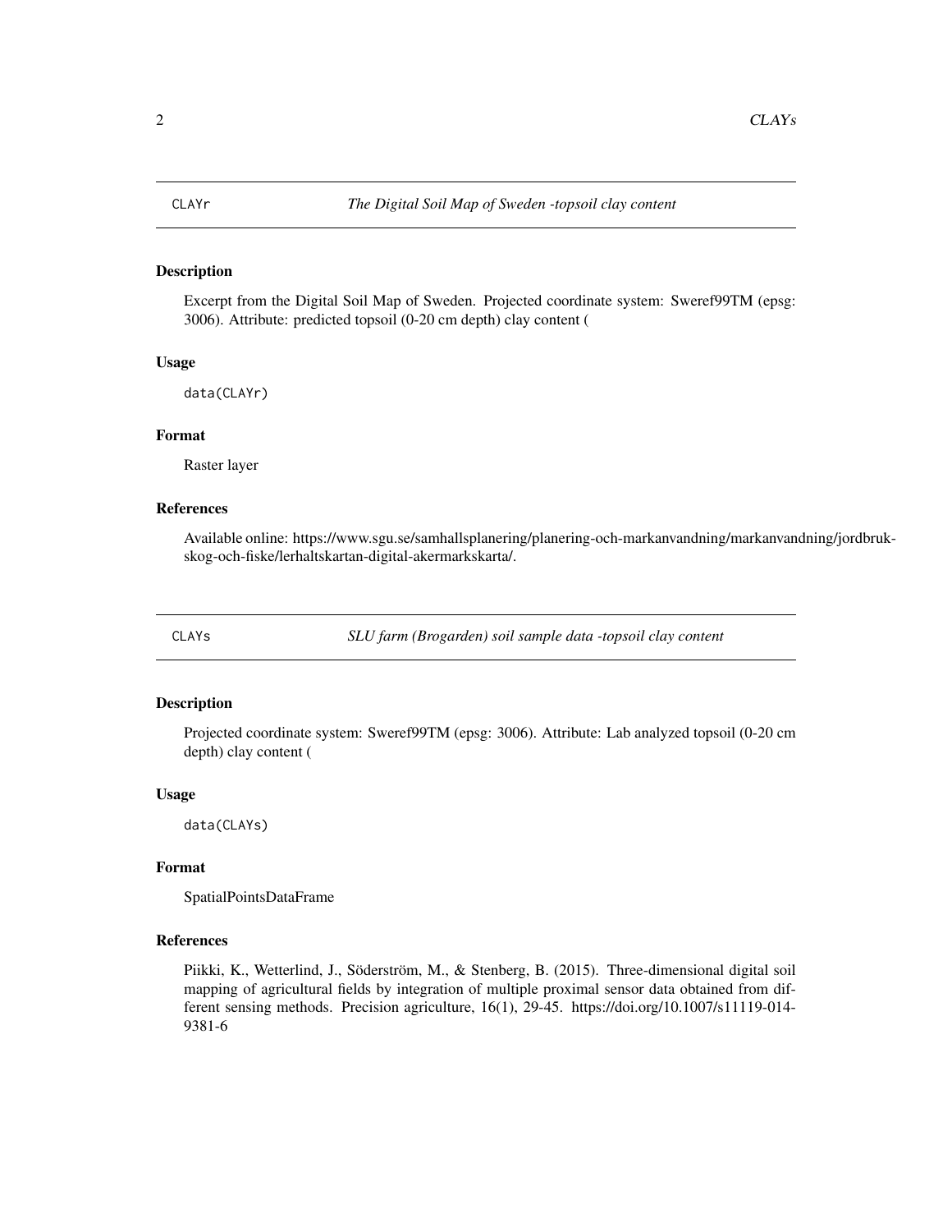CLAYr *The Digital Soil Map of Sweden -topsoil clay content*

## Description

Excerpt from the Digital Soil Map of Sweden. Projected coordinate system: Sweref99TM (epsg: 3006). Attribute: predicted topsoil (0-20 cm depth) clay content (

## Usage

```
data(CLAYr)
```

## Format

Raster layer

## References

Available online: https://www.sgu.se/samhallsplanering/planering-och-markanvandning/markanvandning/jordbruk-skog-och-fiske/lerhaltskartan-digital-akermarkskarta/.

---

CLAYs *SLU farm (Brogarden) soil sample data -topsoil clay content*

## Description

Projected coordinate system: Sweref99TM (epsg: 3006). Attribute: Lab analyzed topsoil (0-20 cm depth) clay content (

## Usage

```
data(CLAYs)
```

## Format

SpatialPointsDataFrame

## References

Piikki, K., Wetterlind, J., Söderström, M., & Stenberg, B. (2015). Three-dimensional digital soil mapping of agricultural fields by integration of multiple proximal sensor data obtained from different sensing methods. Precision agriculture, 16(1), 29-45. https://doi.org/10.1007/s11119-014-9381-6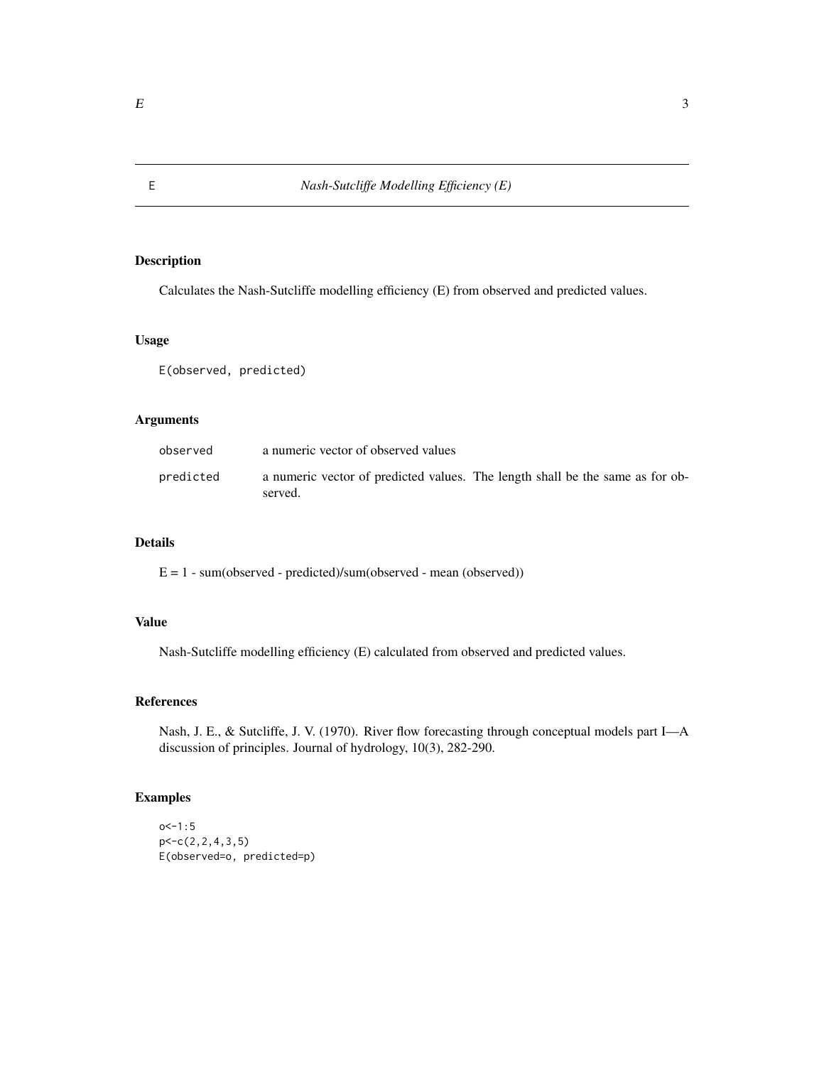# E — Nash-Sutcliffe Modelling Efficiency (E)

## Description

Calculates the Nash-Sutcliffe modelling efficiency (E) from observed and predicted values.

## Usage

```
E(observed, predicted)
```

## Arguments

| | |
|---|---|
| `observed` | a numeric vector of observed values |
| `predicted` | a numeric vector of predicted values. The length shall be the same as for observed. |

## Details

E = 1 - sum(observed - predicted)/sum(observed - mean (observed))

## Value

Nash-Sutcliffe modelling efficiency (E) calculated from observed and predicted values.

## References

Nash, J. E., & Sutcliffe, J. V. (1970). River flow forecasting through conceptual models part I—A discussion of principles. Journal of hydrology, 10(3), 282-290.

## Examples

```
o<-1:5
p<-c(2,2,4,3,5)
E(observed=o, predicted=p)
```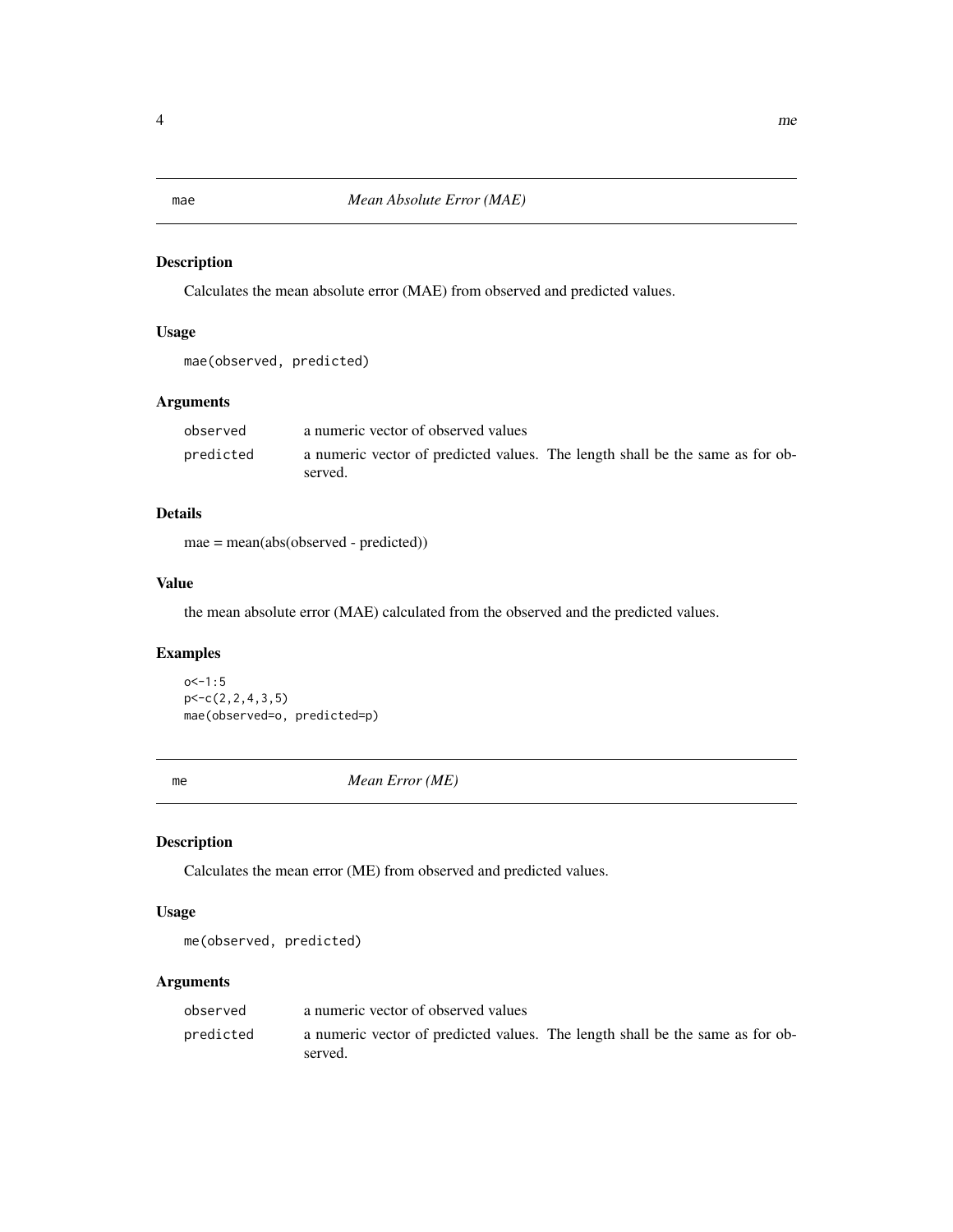## mae — *Mean Absolute Error (MAE)*

### Description

Calculates the mean absolute error (MAE) from observed and predicted values.

### Usage

```
mae(observed, predicted)
```

### Arguments

| | |
|---|---|
| observed | a numeric vector of observed values |
| predicted | a numeric vector of predicted values. The length shall be the same as for observed. |

### Details

mae = mean(abs(observed - predicted))

### Value

the mean absolute error (MAE) calculated from the observed and the predicted values.

### Examples

```
o<-1:5
p<-c(2,2,4,3,5)
mae(observed=o, predicted=p)
```

## me — *Mean Error (ME)*

### Description

Calculates the mean error (ME) from observed and predicted values.

### Usage

```
me(observed, predicted)
```

### Arguments

| | |
|---|---|
| observed | a numeric vector of observed values |
| predicted | a numeric vector of predicted values. The length shall be the same as for observed. |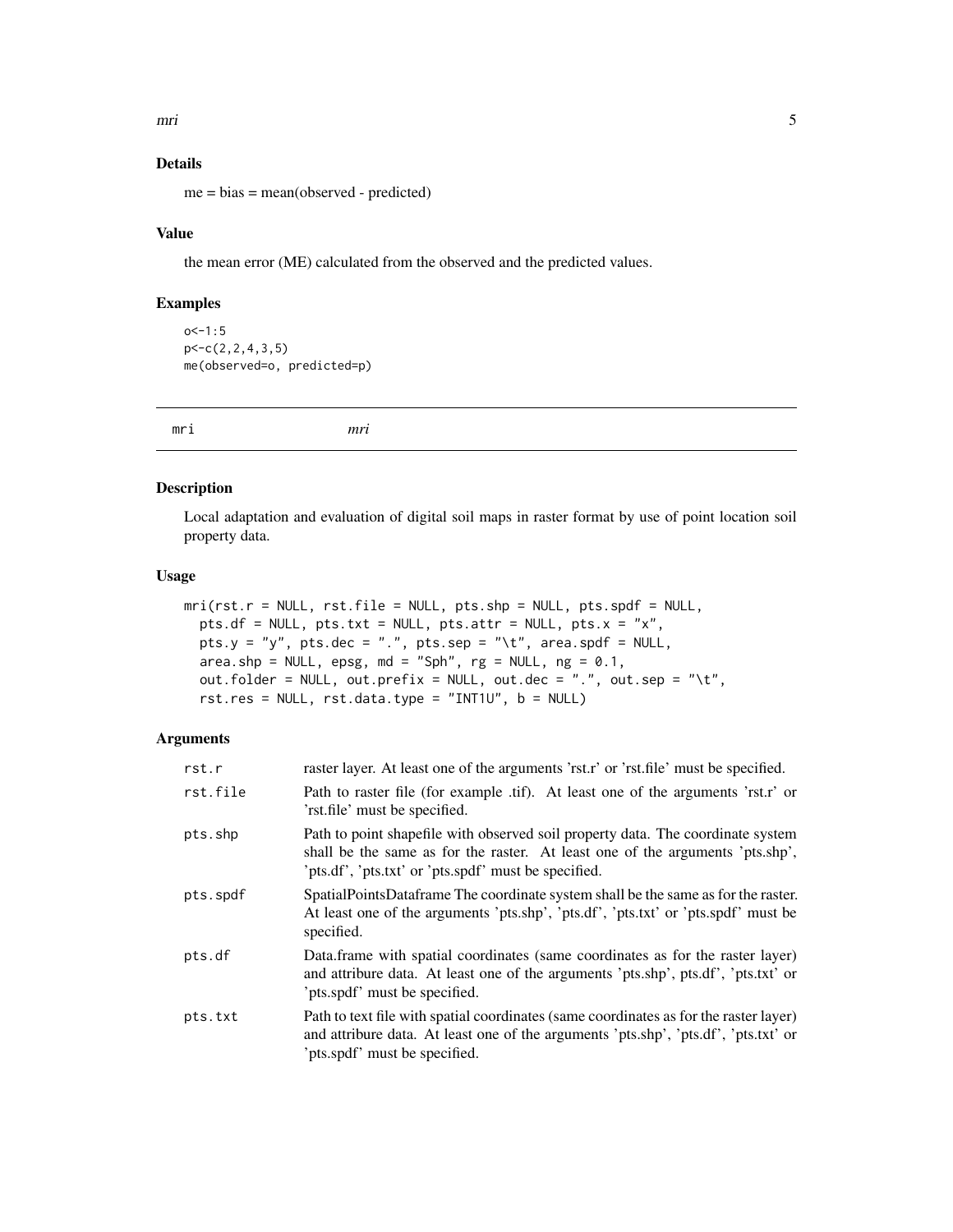### Details

me = bias = mean(observed - predicted)

### Value

the mean error (ME) calculated from the observed and the predicted values.

### Examples

```
o<-1:5
p<-c(2,2,4,3,5)
me(observed=o, predicted=p)
```

---

## mri — *mri*

---

### Description

Local adaptation and evaluation of digital soil maps in raster format by use of point location soil property data.

### Usage

```
mri(rst.r = NULL, rst.file = NULL, pts.shp = NULL, pts.spdf = NULL,
  pts.df = NULL, pts.txt = NULL, pts.attr = NULL, pts.x = "x",
  pts.y = "y", pts.dec = ".", pts.sep = "\t", area.spdf = NULL,
  area.shp = NULL, epsg, md = "Sph", rg = NULL, ng = 0.1,
  out.folder = NULL, out.prefix = NULL, out.dec = ".", out.sep = "\t",
  rst.res = NULL, rst.data.type = "INT1U", b = NULL)
```

### Arguments

| | |
|---|---|
| rst.r | raster layer. At least one of the arguments 'rst.r' or 'rst.file' must be specified. |
| rst.file | Path to raster file (for example .tif). At least one of the arguments 'rst.r' or 'rst.file' must be specified. |
| pts.shp | Path to point shapefile with observed soil property data. The coordinate system shall be the same as for the raster. At least one of the arguments 'pts.shp', 'pts.df', 'pts.txt' or 'pts.spdf' must be specified. |
| pts.spdf | SpatialPointsDataframe The coordinate system shall be the same as for the raster. At least one of the arguments 'pts.shp', 'pts.df', 'pts.txt' or 'pts.spdf' must be specified. |
| pts.df | Data.frame with spatial coordinates (same coordinates as for the raster layer) and attribure data. At least one of the arguments 'pts.shp', pts.df', 'pts.txt' or 'pts.spdf' must be specified. |
| pts.txt | Path to text file with spatial coordinates (same coordinates as for the raster layer) and attribure data. At least one of the arguments 'pts.shp', 'pts.df', 'pts.txt' or 'pts.spdf' must be specified. |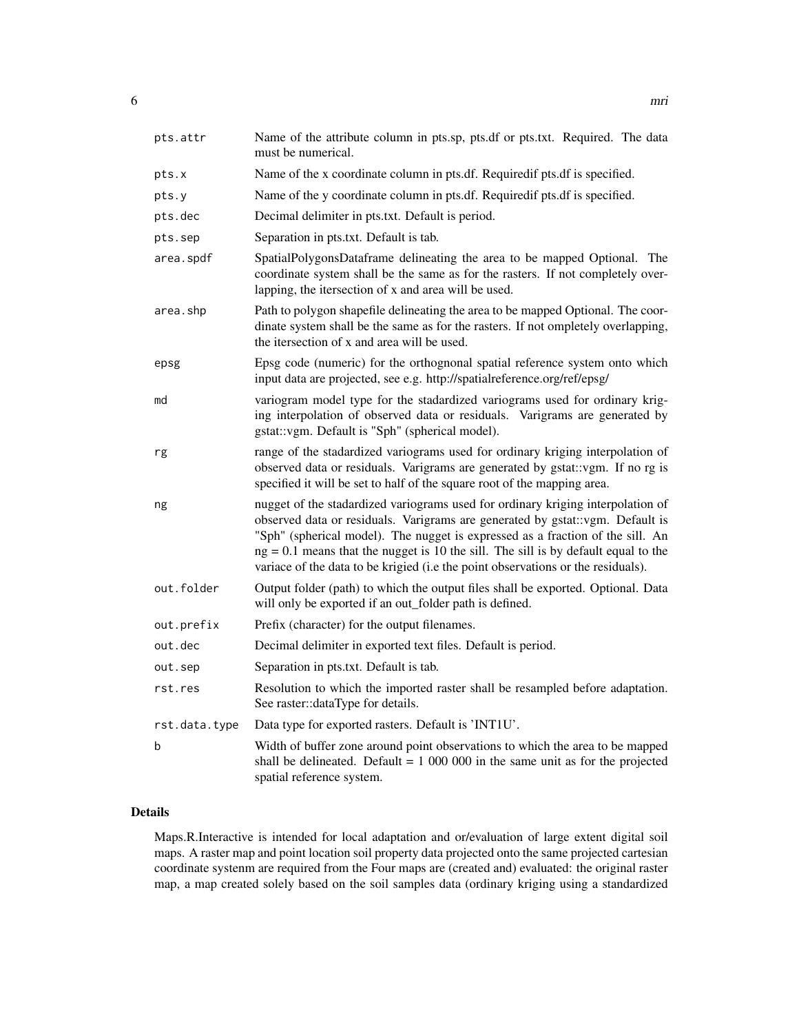| | |
|---|---|
| `pts.attr` | Name of the attribute column in pts.sp, pts.df or pts.txt. Required. The data must be numerical. |
| `pts.x` | Name of the x coordinate column in pts.df. Requiredif pts.df is specified. |
| `pts.y` | Name of the y coordinate column in pts.df. Requiredif pts.df is specified. |
| `pts.dec` | Decimal delimiter in pts.txt. Default is period. |
| `pts.sep` | Separation in pts.txt. Default is tab. |
| `area.spdf` | SpatialPolygonsDataframe delineating the area to be mapped Optional. The coordinate system shall be the same as for the rasters. If not completely overlapping, the itersection of x and area will be used. |
| `area.shp` | Path to polygon shapefile delineating the area to be mapped Optional. The coordinate system shall be the same as for the rasters. If not ompletely overlapping, the itersection of x and area will be used. |
| `epsg` | Epsg code (numeric) for the orthognonal spatial reference system onto which input data are projected, see e.g. http://spatialreference.org/ref/epsg/ |
| `md` | variogram model type for the stadardized variograms used for ordinary kriging interpolation of observed data or residuals. Varigrams are generated by gstat::vgm. Default is "Sph" (spherical model). |
| `rg` | range of the stadardized variograms used for ordinary kriging interpolation of observed data or residuals. Varigrams are generated by gstat::vgm. If no rg is specified it will be set to half of the square root of the mapping area. |
| `ng` | nugget of the stadardized variograms used for ordinary kriging interpolation of observed data or residuals. Varigrams are generated by gstat::vgm. Default is "Sph" (spherical model). The nugget is expressed as a fraction of the sill. An ng = 0.1 means that the nugget is 10 the sill. The sill is by default equal to the variace of the data to be krigied (i.e the point observations or the residuals). |
| `out.folder` | Output folder (path) to which the output files shall be exported. Optional. Data will only be exported if an out_folder path is defined. |
| `out.prefix` | Prefix (character) for the output filenames. |
| `out.dec` | Decimal delimiter in exported text files. Default is period. |
| `out.sep` | Separation in pts.txt. Default is tab. |
| `rst.res` | Resolution to which the imported raster shall be resampled before adaptation. See raster::dataType for details. |
| `rst.data.type` | Data type for exported rasters. Default is 'INT1U'. |
| `b` | Width of buffer zone around point observations to which the area to be mapped shall be delineated. Default = 1 000 000 in the same unit as for the projected spatial reference system. |

## Details

Maps.R.Interactive is intended for local adaptation and or/evaluation of large extent digital soil maps. A raster map and point location soil property data projected onto the same projected cartesian coordinate systenm are required from the Four maps are (created and) evaluated: the original raster map, a map created solely based on the soil samples data (ordinary kriging using a standardized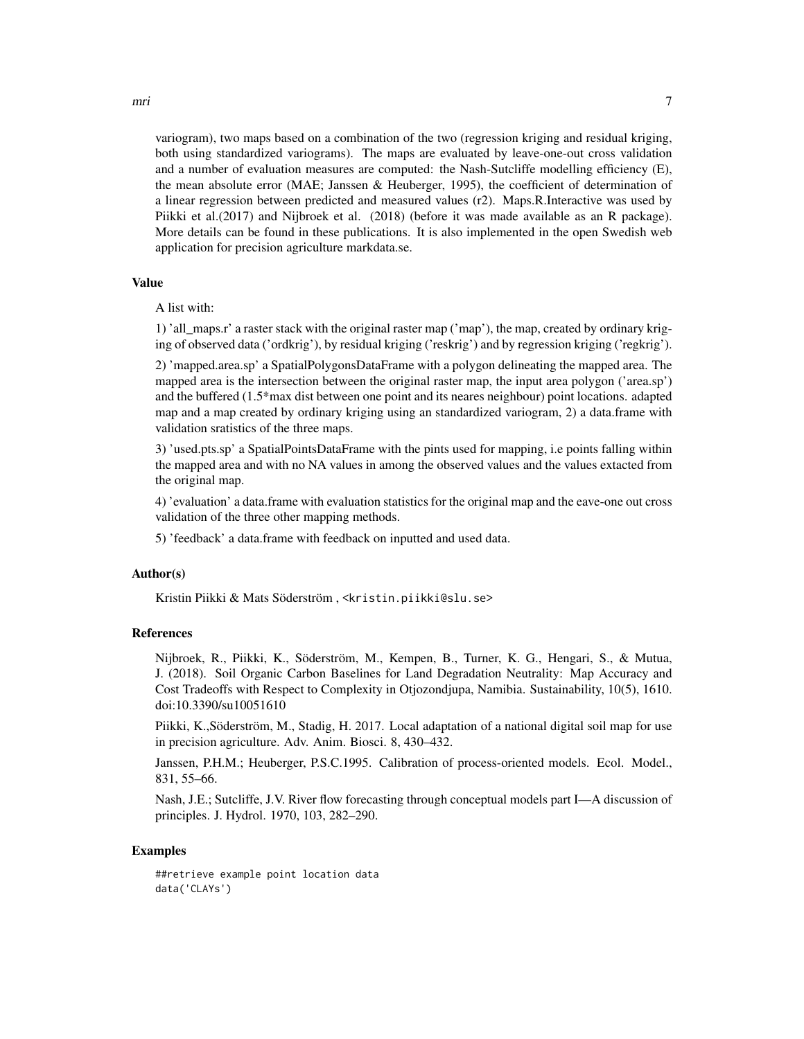variogram), two maps based on a combination of the two (regression kriging and residual kriging, both using standardized variograms). The maps are evaluated by leave-one-out cross validation and a number of evaluation measures are computed: the Nash-Sutcliffe modelling efficiency (E), the mean absolute error (MAE; Janssen & Heuberger, 1995), the coefficient of determination of a linear regression between predicted and measured values (r2). Maps.R.Interactive was used by Piikki et al.(2017) and Nijbroek et al. (2018) (before it was made available as an R package). More details can be found in these publications. It is also implemented in the open Swedish web application for precision agriculture markdata.se.

### Value

A list with:

1) 'all_maps.r' a raster stack with the original raster map ('map'), the map, created by ordinary kriging of observed data ('ordkrig'), by residual kriging ('reskrig') and by regression kriging ('regkrig').

2) 'mapped.area.sp' a SpatialPolygonsDataFrame with a polygon delineating the mapped area. The mapped area is the intersection between the original raster map, the input area polygon ('area.sp') and the buffered (1.5*max dist between one point and its neares neighbour) point locations. adapted map and a map created by ordinary kriging using an standardized variogram, 2) a data.frame with validation sratistics of the three maps.

3) 'used.pts.sp' a SpatialPointsDataFrame with the pints used for mapping, i.e points falling within the mapped area and with no NA values in among the observed values and the values extacted from the original map.

4) 'evaluation' a data.frame with evaluation statistics for the original map and the eave-one out cross validation of the three other mapping methods.

5) 'feedback' a data.frame with feedback on inputted and used data.

### Author(s)

Kristin Piikki & Mats Söderström , <kristin.piikki@slu.se>

### References

Nijbroek, R., Piikki, K., Söderström, M., Kempen, B., Turner, K. G., Hengari, S., & Mutua, J. (2018). Soil Organic Carbon Baselines for Land Degradation Neutrality: Map Accuracy and Cost Tradeoffs with Respect to Complexity in Otjozondjupa, Namibia. Sustainability, 10(5), 1610. doi:10.3390/su10051610

Piikki, K.,Söderström, M., Stadig, H. 2017. Local adaptation of a national digital soil map for use in precision agriculture. Adv. Anim. Biosci. 8, 430–432.

Janssen, P.H.M.; Heuberger, P.S.C.1995. Calibration of process-oriented models. Ecol. Model., 831, 55–66.

Nash, J.E.; Sutcliffe, J.V. River flow forecasting through conceptual models part I—A discussion of principles. J. Hydrol. 1970, 103, 282–290.

### Examples

```
##retrieve example point location data
data('CLAYs')
```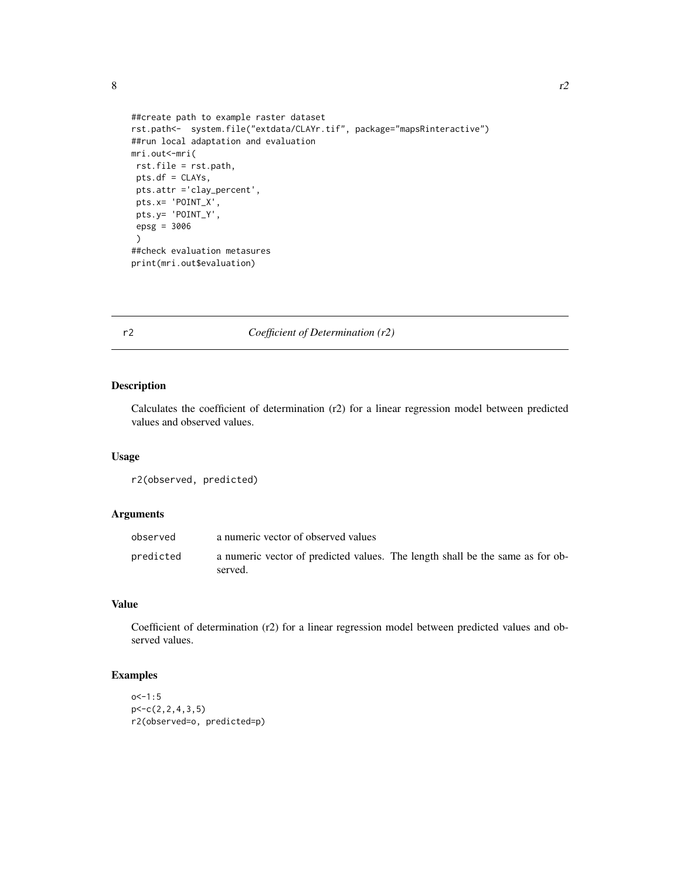```
##create path to example raster dataset
rst.path<-  system.file("extdata/CLAYr.tif", package="mapsRinteractive")
##run local adaptation and evaluation
mri.out<-mri(
 rst.file = rst.path,
 pts.df = CLAYs,
 pts.attr ='clay_percent',
 pts.x= 'POINT_X',
 pts.y= 'POINT_Y',
 epsg = 3006
 )
##check evaluation metasures
print(mri.out$evaluation)
```

## r2 — *Coefficient of Determination (r2)*

### Description

Calculates the coefficient of determination (r2) for a linear regression model between predicted values and observed values.

### Usage

```
r2(observed, predicted)
```

### Arguments

| | |
|---|---|
| observed | a numeric vector of observed values |
| predicted | a numeric vector of predicted values. The length shall be the same as for observed. |

### Value

Coefficient of determination (r2) for a linear regression model between predicted values and observed values.

### Examples

```
o<-1:5
p<-c(2,2,4,3,5)
r2(observed=o, predicted=p)
```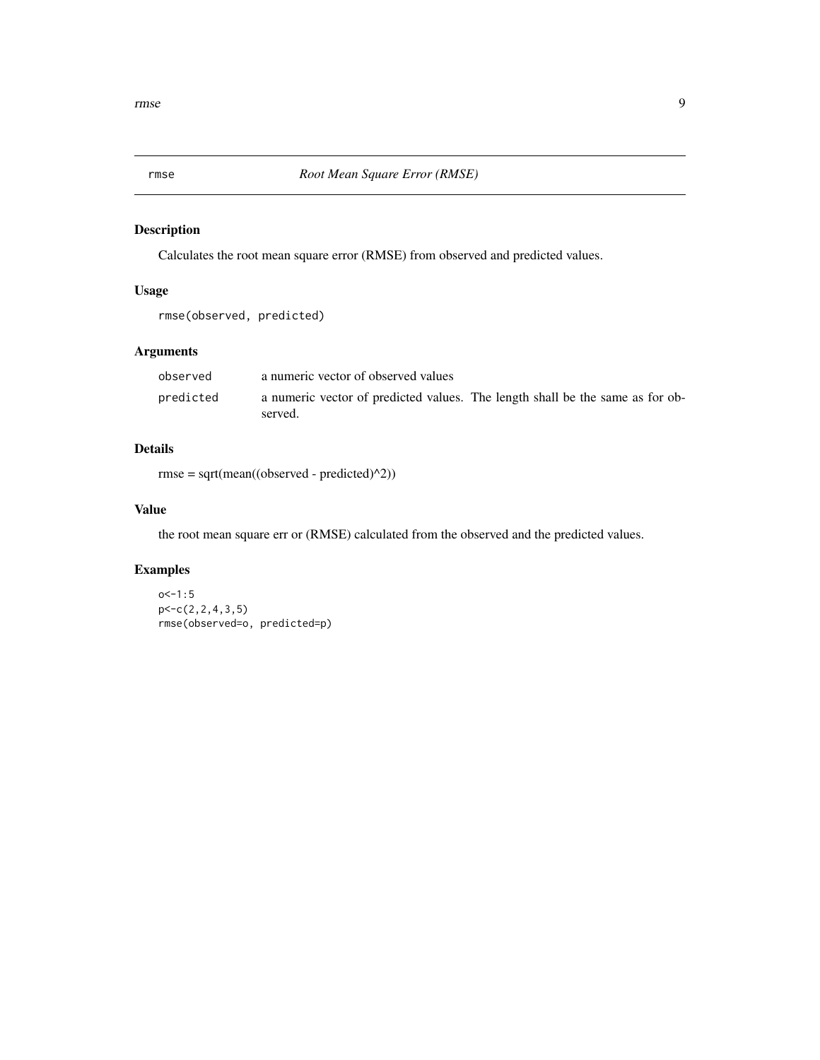## rmse — *Root Mean Square Error (RMSE)*

### Description

Calculates the root mean square error (RMSE) from observed and predicted values.

### Usage

```
rmse(observed, predicted)
```

### Arguments

| | |
|---|---|
| `observed` | a numeric vector of observed values |
| `predicted` | a numeric vector of predicted values. The length shall be the same as for observed. |

### Details

rmse = sqrt(mean((observed - predicted)^2))

### Value

the root mean square err or (RMSE) calculated from the observed and the predicted values.

### Examples

```
o<-1:5
p<-c(2,2,4,3,5)
rmse(observed=o, predicted=p)
```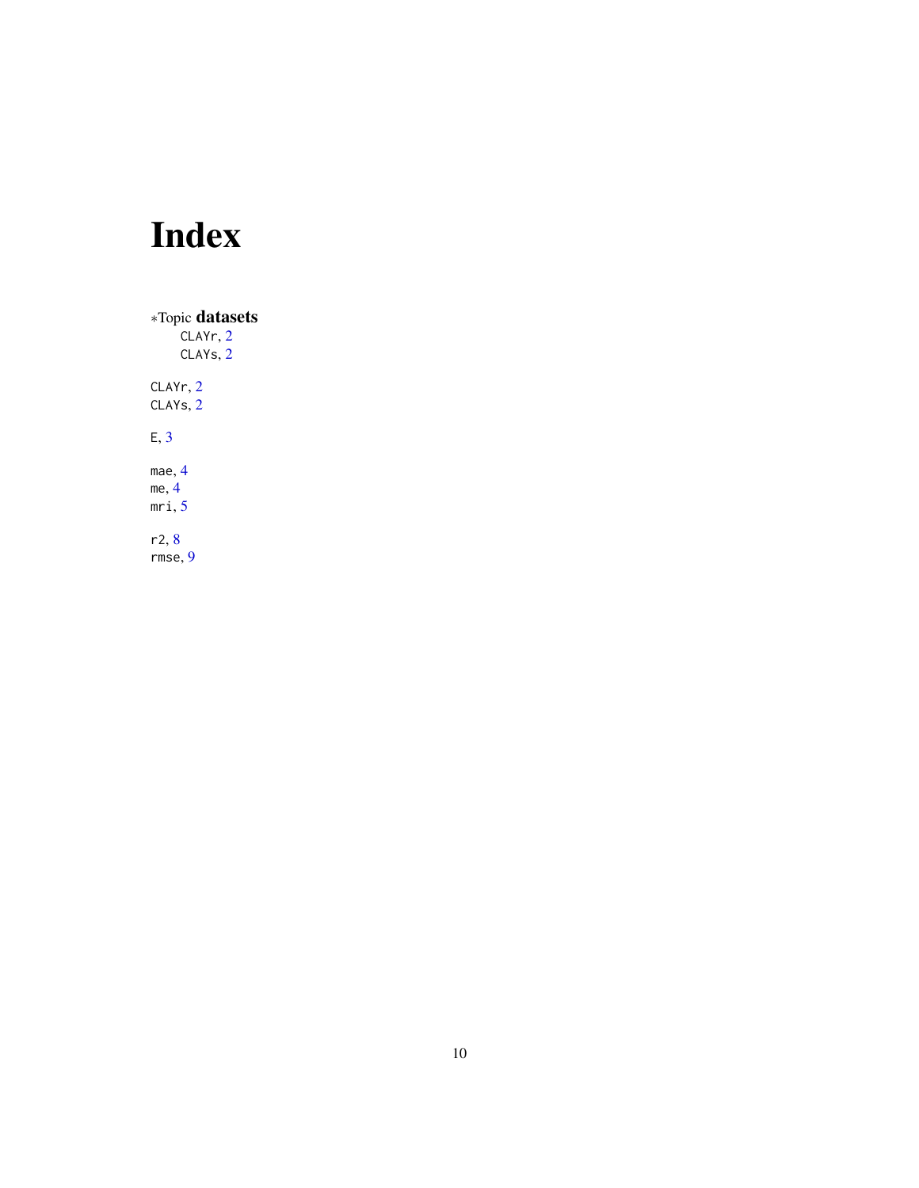# Index

*Topic **datasets**
    CLAYr, 2
    CLAYs, 2

CLAYr, 2
CLAYs, 2

E, 3

mae, 4
me, 4
mri, 5

r2, 8
rmse, 9